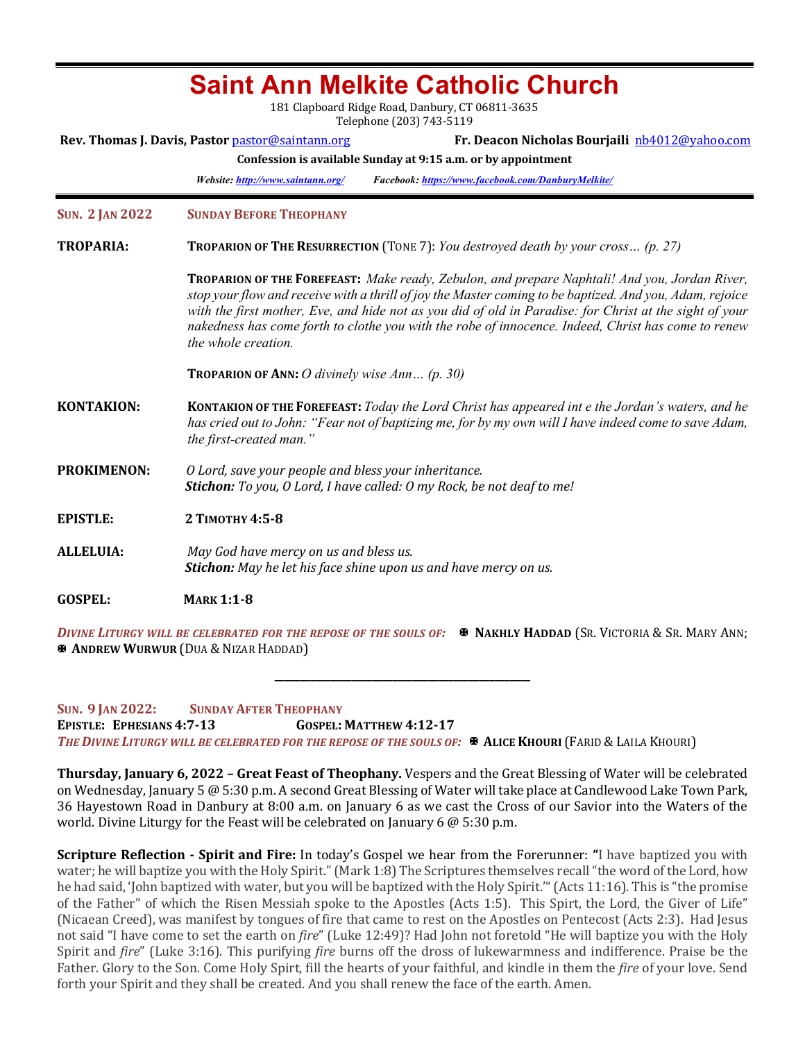# Saint Ann Melkite Catholic Church

181 Clapboard Ridge Road, Danbury, CT 06811-3635
Telephone (203) 743-5119

**Rev. Thomas J. Davis, Pastor** pastor@saintann.org **Fr. Deacon Nicholas Bourjaili** nb4012@yahoo.com

**Confession is available Sunday at 9:15 a.m. or by appointment**

***Website: http://www.saintann.org/*** ***Facebook: https://www.facebook.com/DanburyMelkite/***

---

**SUN. 2 JAN 2022** **SUNDAY BEFORE THEOPHANY**

**TROPARIA:** **TROPARION OF THE RESURRECTION** (TONE 7): *You destroyed death by your cross… (p. 27)*

**TROPARION OF THE FOREFEAST:** *Make ready, Zebulon, and prepare Naphtali! And you, Jordan River, stop your flow and receive with a thrill of joy the Master coming to be baptized. And you, Adam, rejoice with the first mother, Eve, and hide not as you did of old in Paradise: for Christ at the sight of your nakedness has come forth to clothe you with the robe of innocence. Indeed, Christ has come to renew the whole creation.*

**TROPARION OF ANN:** *O divinely wise Ann… (p. 30)*

**KONTAKION:** **KONTAKION OF THE FOREFEAST:** *Today the Lord Christ has appeared int e the Jordan's waters, and he has cried out to John: "Fear not of baptizing me, for by my own will I have indeed come to save Adam, the first-created man."*

**PROKIMENON:** *O Lord, save your people and bless your inheritance.*
***Stichon:*** *To you, O Lord, I have called: O my Rock, be not deaf to me!*

**EPISTLE:** **2 TIMOTHY 4:5-8**

**ALLELUIA:** *May God have mercy on us and bless us.*
***Stichon:*** *May he let his face shine upon us and have mercy on us.*

**GOSPEL:** **MARK 1:1-8**

***DIVINE LITURGY WILL BE CELEBRATED FOR THE REPOSE OF THE SOULS OF:*** ✠ **NAKHLY HADDAD** (SR. VICTORIA & SR. MARY ANN; ✠ **ANDREW WURWUR** (DUA & NIZAR HADDAD)

---

**SUN. 9 JAN 2022:** **SUNDAY AFTER THEOPHANY**
**EPISTLE: EPHESIANS 4:7-13** **GOSPEL: MATTHEW 4:12-17**
***THE DIVINE LITURGY WILL BE CELEBRATED FOR THE REPOSE OF THE SOULS OF:*** ✠ **ALICE KHOURI** (FARID & LAILA KHOURI)

**Thursday, January 6, 2022 – Great Feast of Theophany.** Vespers and the Great Blessing of Water will be celebrated on Wednesday, January 5 @ 5:30 p.m. A second Great Blessing of Water will take place at Candlewood Lake Town Park, 36 Hayestown Road in Danbury at 8:00 a.m. on January 6 as we cast the Cross of our Savior into the Waters of the world. Divine Liturgy for the Feast will be celebrated on January 6 @ 5:30 p.m.

**Scripture Reflection - Spirit and Fire:** In today's Gospel we hear from the Forerunner: **"**I have baptized you with water; he will baptize you with the Holy Spirit." (Mark 1:8) The Scriptures themselves recall "the word of the Lord, how he had said, 'John baptized with water, but you will be baptized with the Holy Spirit.'" (Acts 11:16). This is "the promise of the Father" of which the Risen Messiah spoke to the Apostles (Acts 1:5). This Spirt, the Lord, the Giver of Life" (Nicaean Creed), was manifest by tongues of fire that came to rest on the Apostles on Pentecost (Acts 2:3). Had Jesus not said "I have come to set the earth on *fire*" (Luke 12:49)? Had John not foretold "He will baptize you with the Holy Spirit and *fire*" (Luke 3:16). This purifying *fire* burns off the dross of lukewarmness and indifference. Praise be the Father. Glory to the Son. Come Holy Spirt, fill the hearts of your faithful, and kindle in them the *fire* of your love. Send forth your Spirit and they shall be created. And you shall renew the face of the earth. Amen.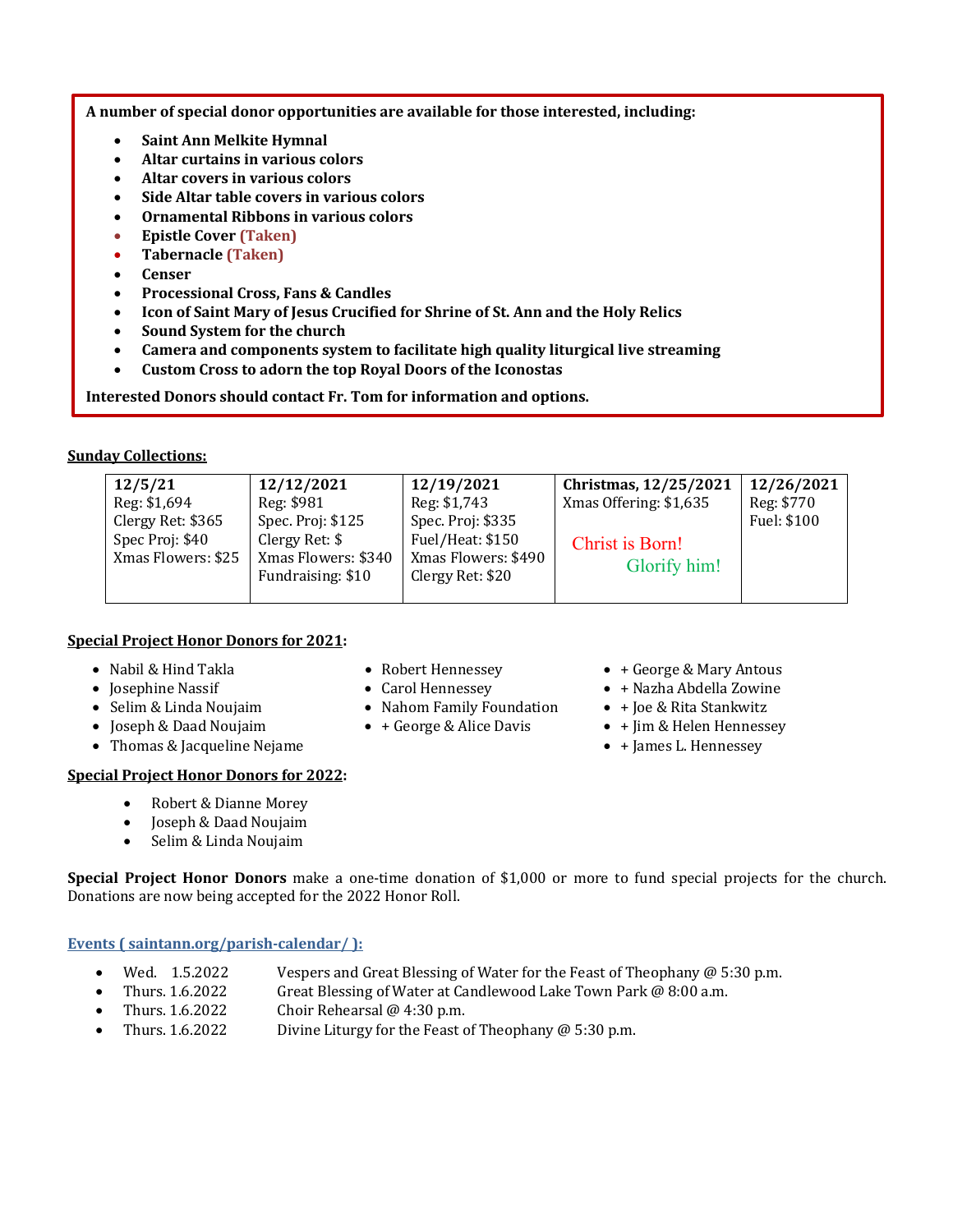**A number of special donor opportunities are available for those interested, including:**

- **Saint Ann Melkite Hymnal**
- **Altar curtains in various colors**
- **Altar covers in various colors**
- **Side Altar table covers in various colors**
- **Ornamental Ribbons in various colors**
- **Epistle Cover (Taken)**
- **Tabernacle (Taken)**
- **Censer**
- **Processional Cross, Fans & Candles**
- **Icon of Saint Mary of Jesus Crucified for Shrine of St. Ann and the Holy Relics**
- **Sound System for the church**
- **Camera and components system to facilitate high quality liturgical live streaming**
- **Custom Cross to adorn the top Royal Doors of the Iconostas**

**Interested Donors should contact Fr. Tom for information and options.**

**Sunday Collections:**

| **12/5/21** | **12/12/2021** | **12/19/2021** | **Christmas, 12/25/2021** | **12/26/2021** |
|---|---|---|---|---|
| Reg: $1,694<br>Clergy Ret: $365<br>Spec Proj: $40<br>Xmas Flowers: $25 | Reg: $981<br>Spec. Proj: $125<br>Clergy Ret: $<br>Xmas Flowers: $340<br>Fundraising: $10 | Reg: $1,743<br>Spec. Proj: $335<br>Fuel/Heat: $150<br>Xmas Flowers: $490<br>Clergy Ret: $20 | Xmas Offering: $1,635<br><br>Christ is Born!<br>Glorify him! | Reg: $770<br>Fuel: $100 |

**Special Project Honor Donors for 2021:**

- Nabil & Hind Takla
- Josephine Nassif
- Selim & Linda Noujaim
- Joseph & Daad Noujaim
- Thomas & Jacqueline Nejame
- Robert Hennessey
- Carol Hennessey
- Nahom Family Foundation
- + George & Alice Davis
- + George & Mary Antous
- + Nazha Abdella Zowine
- + Joe & Rita Stankwitz
- + Jim & Helen Hennessey
- + James L. Hennessey

**Special Project Honor Donors for 2022:**

- Robert & Dianne Morey
- Joseph & Daad Noujaim
- Selim & Linda Noujaim

**Special Project Honor Donors** make a one-time donation of $1,000 or more to fund special projects for the church. Donations are now being accepted for the 2022 Honor Roll.

**Events ( saintann.org/parish-calendar/ ):**

- Wed. 1.5.2022 Vespers and Great Blessing of Water for the Feast of Theophany @ 5:30 p.m.
- Thurs. 1.6.2022 Great Blessing of Water at Candlewood Lake Town Park @ 8:00 a.m.
- Thurs. 1.6.2022 Choir Rehearsal @ 4:30 p.m.
- Thurs. 1.6.2022 Divine Liturgy for the Feast of Theophany @ 5:30 p.m.